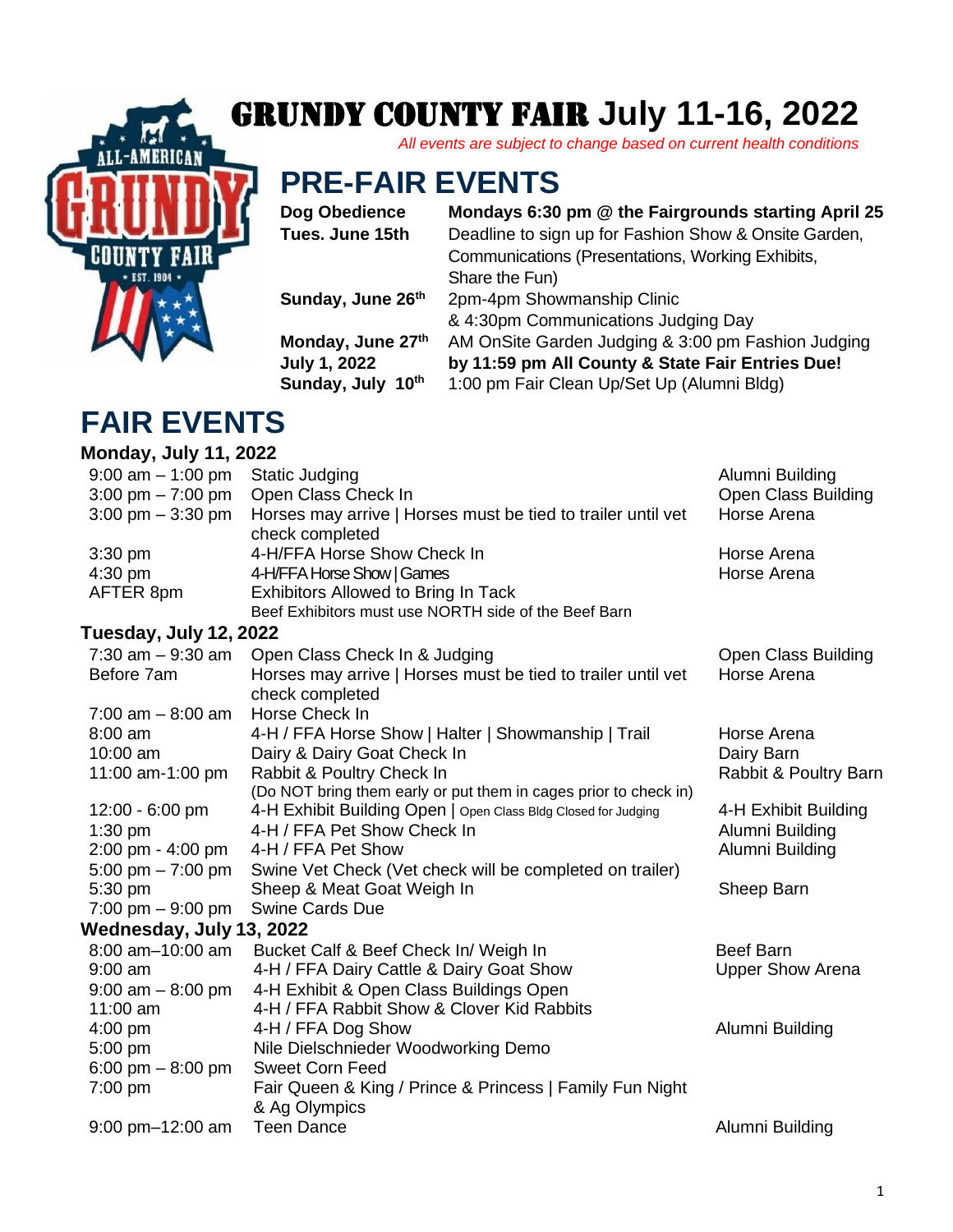# GRUNDY COUNTY FAIR July 11-16, 2022

*All events are subject to change based on current health conditions*

## PRE-FAIR EVENTS

| | |
|---|---|
| **Dog Obedience** | **Mondays 6:30 pm @ the Fairgrounds starting April 25** |
| **Tues. June 15th** | Deadline to sign up for Fashion Show & Onsite Garden, Communications (Presentations, Working Exhibits, Share the Fun) |
| **Sunday, June 26th** | 2pm-4pm Showmanship Clinic & 4:30pm Communications Judging Day |
| **Monday, June 27th** | AM OnSite Garden Judging & 3:00 pm Fashion Judging |
| **July 1, 2022** | **by 11:59 pm All County & State Fair Entries Due!** |
| **Sunday, July 10th** | 1:00 pm Fair Clean Up/Set Up (Alumni Bldg) |

## FAIR EVENTS

### Monday, July 11, 2022

| Time | Event | Location |
|---|---|---|
| 9:00 am – 1:00 pm | Static Judging | Alumni Building |
| 3:00 pm – 7:00 pm | Open Class Check In | Open Class Building |
| 3:00 pm – 3:30 pm | Horses may arrive \| Horses must be tied to trailer until vet check completed | Horse Arena |
| 3:30 pm | 4-H/FFA Horse Show Check In | Horse Arena |
| 4:30 pm | 4-H/FFA Horse Show \| Games | Horse Arena |
| AFTER 8pm | Exhibitors Allowed to Bring In Tack<br>Beef Exhibitors must use NORTH side of the Beef Barn | |

### Tuesday, July 12, 2022

| Time | Event | Location |
|---|---|---|
| 7:30 am – 9:30 am | Open Class Check In & Judging | Open Class Building |
| Before 7am | Horses may arrive \| Horses must be tied to trailer until vet check completed | Horse Arena |
| 7:00 am – 8:00 am | Horse Check In | |
| 8:00 am | 4-H / FFA Horse Show \| Halter \| Showmanship \| Trail | Horse Arena |
| 10:00 am | Dairy & Dairy Goat Check In | Dairy Barn |
| 11:00 am-1:00 pm | Rabbit & Poultry Check In<br>(Do NOT bring them early or put them in cages prior to check in) | Rabbit & Poultry Barn |
| 12:00 - 6:00 pm | 4-H Exhibit Building Open \| Open Class Bldg Closed for Judging | 4-H Exhibit Building |
| 1:30 pm | 4-H / FFA Pet Show Check In | Alumni Building |
| 2:00 pm - 4:00 pm | 4-H / FFA Pet Show | Alumni Building |
| 5:00 pm – 7:00 pm | Swine Vet Check (Vet check will be completed on trailer) | |
| 5:30 pm | Sheep & Meat Goat Weigh In | Sheep Barn |
| 7:00 pm – 9:00 pm | Swine Cards Due | |

### Wednesday, July 13, 2022

| Time | Event | Location |
|---|---|---|
| 8:00 am–10:00 am | Bucket Calf & Beef Check In/ Weigh In | Beef Barn |
| 9:00 am | 4-H / FFA Dairy Cattle & Dairy Goat Show | Upper Show Arena |
| 9:00 am – 8:00 pm | 4-H Exhibit & Open Class Buildings Open | |
| 11:00 am | 4-H / FFA Rabbit Show & Clover Kid Rabbits | |
| 4:00 pm | 4-H / FFA Dog Show | Alumni Building |
| 5:00 pm | Nile Dielschnieder Woodworking Demo | |
| 6:00 pm – 8:00 pm | Sweet Corn Feed | |
| 7:00 pm | Fair Queen & King / Prince & Princess \| Family Fun Night & Ag Olympics | |
| 9:00 pm–12:00 am | Teen Dance | Alumni Building |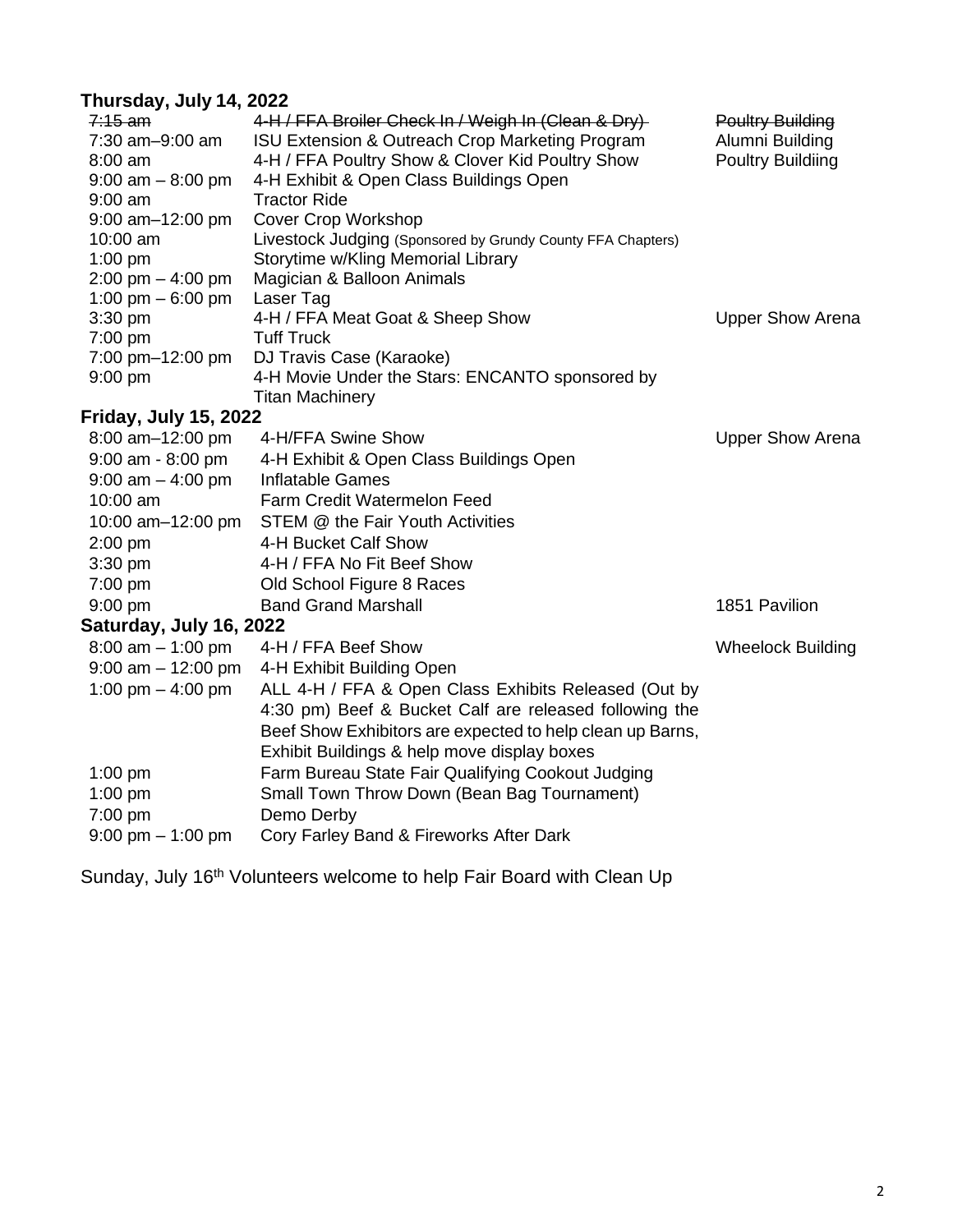## Thursday, July 14, 2022

| | | |
|---|---|---|
| ~~7:15 am~~ | ~~4-H / FFA Broiler Check In / Weigh In (Clean & Dry)~~ | ~~Poultry Building~~ |
| 7:30 am–9:00 am | ISU Extension & Outreach Crop Marketing Program | Alumni Building |
| 8:00 am | 4-H / FFA Poultry Show & Clover Kid Poultry Show | Poultry Buildiing |
| 9:00 am – 8:00 pm | 4-H Exhibit & Open Class Buildings Open | |
| 9:00 am | Tractor Ride | |
| 9:00 am–12:00 pm | Cover Crop Workshop | |
| 10:00 am | Livestock Judging (Sponsored by Grundy County FFA Chapters) | |
| 1:00 pm | Storytime w/Kling Memorial Library | |
| 2:00 pm – 4:00 pm | Magician & Balloon Animals | |
| 1:00 pm – 6:00 pm | Laser Tag | |
| 3:30 pm | 4-H / FFA Meat Goat & Sheep Show | Upper Show Arena |
| 7:00 pm | Tuff Truck | |
| 7:00 pm–12:00 pm | DJ Travis Case (Karaoke) | |
| 9:00 pm | 4-H Movie Under the Stars: ENCANTO sponsored by Titan Machinery | |

## Friday, July 15, 2022

| | | |
|---|---|---|
| 8:00 am–12:00 pm | 4-H/FFA Swine Show | Upper Show Arena |
| 9:00 am - 8:00 pm | 4-H Exhibit & Open Class Buildings Open | |
| 9:00 am – 4:00 pm | Inflatable Games | |
| 10:00 am | Farm Credit Watermelon Feed | |
| 10:00 am–12:00 pm | STEM @ the Fair Youth Activities | |
| 2:00 pm | 4-H Bucket Calf Show | |
| 3:30 pm | 4-H / FFA No Fit Beef Show | |
| 7:00 pm | Old School Figure 8 Races | |
| 9:00 pm | Band Grand Marshall | 1851 Pavilion |

## Saturday, July 16, 2022

| | | |
|---|---|---|
| 8:00 am – 1:00 pm | 4-H / FFA Beef Show | Wheelock Building |
| 9:00 am – 12:00 pm | 4-H Exhibit Building Open | |
| 1:00 pm – 4:00 pm | ALL 4-H / FFA & Open Class Exhibits Released (Out by 4:30 pm) Beef & Bucket Calf are released following the Beef Show Exhibitors are expected to help clean up Barns, Exhibit Buildings & help move display boxes | |
| 1:00 pm | Farm Bureau State Fair Qualifying Cookout Judging | |
| 1:00 pm | Small Town Throw Down (Bean Bag Tournament) | |
| 7:00 pm | Demo Derby | |
| 9:00 pm – 1:00 pm | Cory Farley Band & Fireworks After Dark | |

Sunday, July 16th Volunteers welcome to help Fair Board with Clean Up